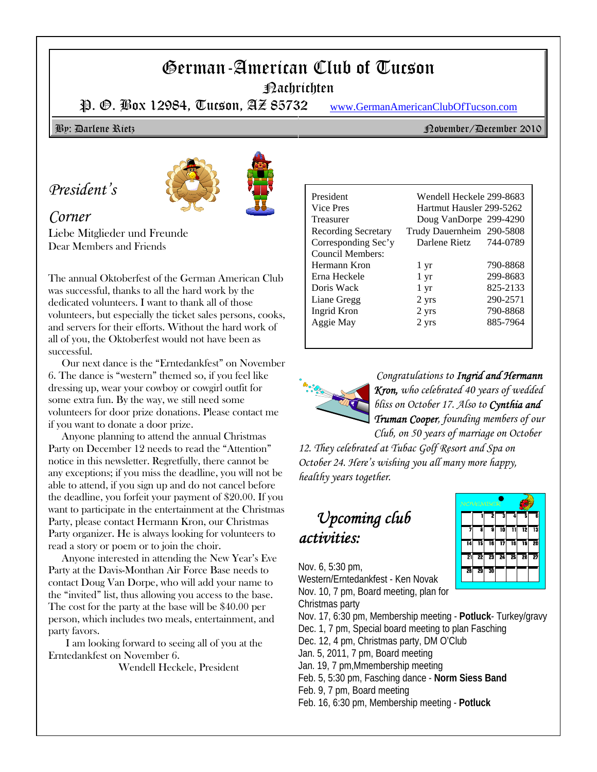# German-American Club of Tucson

## Nachrichten

P. O. Box 12984, Tucson, AZ 85732 www.GermanAmericanClubOfTucson.com

By: Darlene Rietz November/December 2010

## *President's Corner*

Liebe Mitglieder und Freunde
Dear Members and Friends

The annual Oktoberfest of the German American Club was successful, thanks to all the hard work by the dedicated volunteers. I want to thank all of those volunteers, but especially the ticket sales persons, cooks, and servers for their efforts. Without the hard work of all of you, the Oktoberfest would not have been as successful.

Our next dance is the "Erntedankfest" on November 6. The dance is "western" themed so, if you feel like dressing up, wear your cowboy or cowgirl outfit for some extra fun. By the way, we still need some volunteers for door prize donations. Please contact me if you want to donate a door prize.

Anyone planning to attend the annual Christmas Party on December 12 needs to read the "Attention" notice in this newsletter. Regretfully, there cannot be any exceptions; if you miss the deadline, you will not be able to attend, if you sign up and do not cancel before the deadline, you forfeit your payment of $20.00. If you want to participate in the entertainment at the Christmas Party, please contact Hermann Kron, our Christmas Party organizer. He is always looking for volunteers to read a story or poem or to join the choir.

Anyone interested in attending the New Year's Eve Party at the Davis-Monthan Air Force Base needs to contact Doug Van Dorpe, who will add your name to the "invited" list, thus allowing you access to the base. The cost for the party at the base will be $40.00 per person, which includes two meals, entertainment, and party favors.

I am looking forward to seeing all of you at the Erntedankfest on November 6.

Wendell Heckele, President

| | | |
|---|---|---|
| President | Wendell Heckele | 299-8683 |
| Vice Pres | Hartmut Hausler | 299-5262 |
| Treasurer | Doug VanDorpe | 299-4290 |
| Recording Secretary | Trudy Dauernheim | 290-5808 |
| Corresponding Sec'y | Darlene Rietz | 744-0789 |
| Council Members: | | |
| Hermann Kron | 1 yr | 790-8868 |
| Erna Heckele | 1 yr | 299-8683 |
| Doris Wack | 1 yr | 825-2133 |
| Liane Gregg | 2 yrs | 290-2571 |
| Ingrid Kron | 2 yrs | 790-8868 |
| Aggie May | 2 yrs | 885-7964 |

*Congratulations to **Ingrid and Hermann Kron,** who celebrated 40 years of wedded bliss on October 17. Also to **Cynthia and Truman Cooper**, founding members of our Club, on 50 years of marriage on October 12. They celebrated at Tubac Golf Resort and Spa on October 24. Here's wishing you all many more happy, healthy years together.*

## *Upcoming club activities:*

Nov. 6, 5:30 pm, Western/Erntedankfest - Ken Novak
Nov. 10, 7 pm, Board meeting, plan for Christmas party
Nov. 17, 6:30 pm, Membership meeting - **Potluck**- Turkey/gravy
Dec. 1, 7 pm, Special board meeting to plan Fasching
Dec. 12, 4 pm, Christmas party, DM O'Club
Jan. 5, 2011, 7 pm, Board meeting
Jan. 19, 7 pm,Mmembership meeting
Feb. 5, 5:30 pm, Fasching dance - **Norm Siess Band**
Feb. 9, 7 pm, Board meeting
Feb. 16, 6:30 pm, Membership meeting - **Potluck**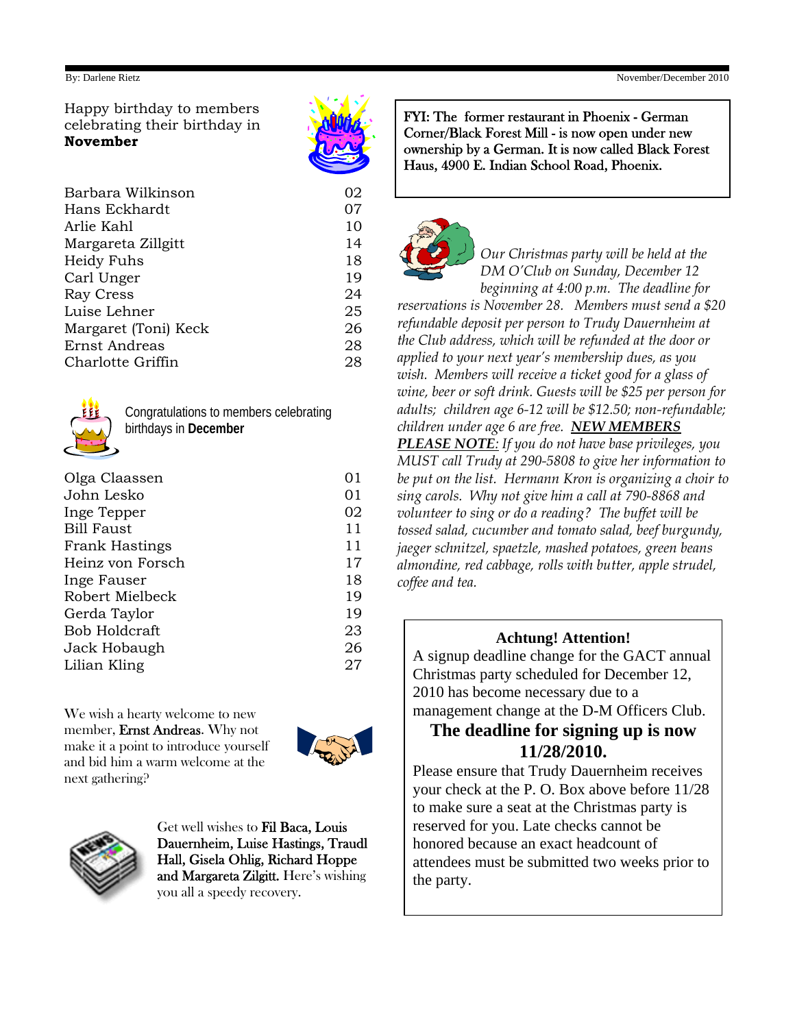Happy birthday to members celebrating their birthday in **November**

| | |
|---|---|
| Barbara Wilkinson | 02 |
| Hans Eckhardt | 07 |
| Arlie Kahl | 10 |
| Margareta Zillgitt | 14 |
| Heidy Fuhs | 18 |
| Carl Unger | 19 |
| Ray Cress | 24 |
| Luise Lehner | 25 |
| Margaret (Toni) Keck | 26 |
| Ernst Andreas | 28 |
| Charlotte Griffin | 28 |

Congratulations to members celebrating birthdays in **December**

| | |
|---|---|
| Olga Claassen | 01 |
| John Lesko | 01 |
| Inge Tepper | 02 |
| Bill Faust | 11 |
| Frank Hastings | 11 |
| Heinz von Forsch | 17 |
| Inge Fauser | 18 |
| Robert Mielbeck | 19 |
| Gerda Taylor | 19 |
| Bob Holdcraft | 23 |
| Jack Hobaugh | 26 |
| Lilian Kling | 27 |

We wish a hearty welcome to new member, Ernst Andreas. Why not make it a point to introduce yourself and bid him a warm welcome at the next gathering?

Get well wishes to Fil Baca, Louis Dauernheim, Luise Hastings, Traudl Hall, Gisela Ohlig, Richard Hoppe and Margareta Zilgitt. Here's wishing you all a speedy recovery.

FYI: The former restaurant in Phoenix - German Corner/Black Forest Mill - is now open under new ownership by a German. It is now called Black Forest Haus, 4900 E. Indian School Road, Phoenix.

*Our Christmas party will be held at the DM O'Club on Sunday, December 12 beginning at 4:00 p.m. The deadline for reservations is November 28. Members must send a $20 refundable deposit per person to Trudy Dauernheim at the Club address, which will be refunded at the door or applied to your next year's membership dues, as you wish. Members will receive a ticket good for a glass of wine, beer or soft drink. Guests will be $25 per person for adults; children age 6-12 will be $12.50; non-refundable; children under age 6 are free.* ***NEW MEMBERS PLEASE NOTE****: If you do not have base privileges, you MUST call Trudy at 290-5808 to give her information to be put on the list. Hermann Kron is organizing a choir to sing carols. Why not give him a call at 790-8868 and volunteer to sing or do a reading? The buffet will be tossed salad, cucumber and tomato salad, beef burgundy, jaeger schnitzel, spaetzle, mashed potatoes, green beans almondine, red cabbage, rolls with butter, apple strudel, coffee and tea.*

**Achtung! Attention!**

A signup deadline change for the GACT annual Christmas party scheduled for December 12, 2010 has become necessary due to a management change at the D-M Officers Club.

**The deadline for signing up is now 11/28/2010.**

Please ensure that Trudy Dauernheim receives your check at the P. O. Box above before 11/28 to make sure a seat at the Christmas party is reserved for you. Late checks cannot be honored because an exact headcount of attendees must be submitted two weeks prior to the party.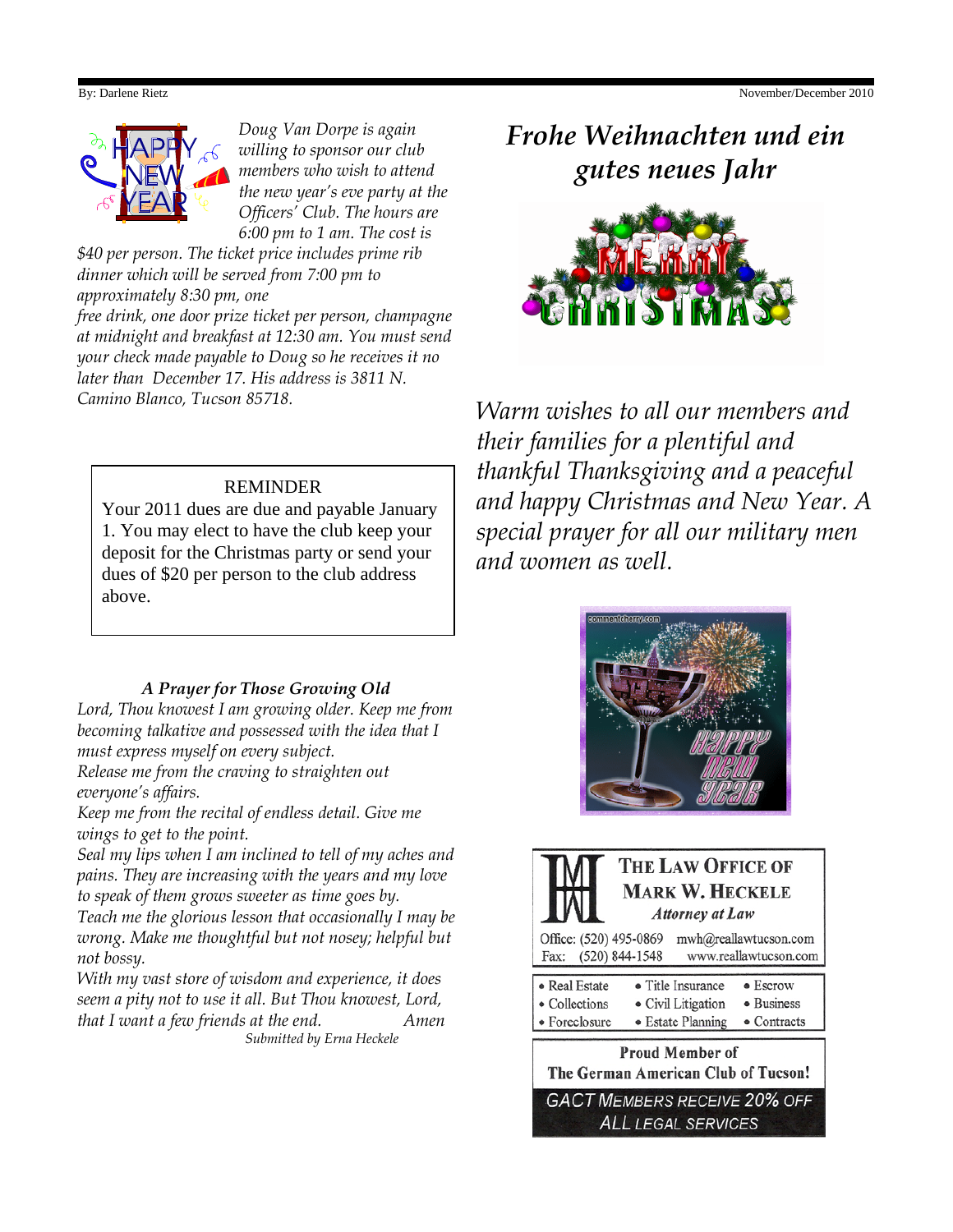*Doug Van Dorpe is again willing to sponsor our club members who wish to attend the new year's eve party at the Officers' Club. The hours are 6:00 pm to 1 am. The cost is $40 per person. The ticket price includes prime rib dinner which will be served from 7:00 pm to approximately 8:30 pm, one free drink, one door prize ticket per person, champagne at midnight and breakfast at 12:30 am. You must send your check made payable to Doug so he receives it no later than December 17. His address is 3811 N. Camino Blanco, Tucson 85718.*

> REMINDER
>
> Your 2011 dues are due and payable January 1. You may elect to have the club keep your deposit for the Christmas party or send your dues of $20 per person to the club address above.

### *A Prayer for Those Growing Old*

*Lord, Thou knowest I am growing older. Keep me from becoming talkative and possessed with the idea that I must express myself on every subject.*

*Release me from the craving to straighten out everyone's affairs.*

*Keep me from the recital of endless detail. Give me wings to get to the point.*

*Seal my lips when I am inclined to tell of my aches and pains. They are increasing with the years and my love to speak of them grows sweeter as time goes by.*

*Teach me the glorious lesson that occasionally I may be wrong. Make me thoughtful but not nosey; helpful but not bossy.*

*With my vast store of wisdom and experience, it does seem a pity not to use it all. But Thou knowest, Lord, that I want a few friends at the end. Amen*

*Submitted by Erna Heckele*

## *Frohe Weihnachten und ein gutes neues Jahr*

*Warm wishes to all our members and their families for a plentiful and thankful Thanksgiving and a peaceful and happy Christmas and New Year. A special prayer for all our military men and women as well.*

**THE LAW OFFICE OF MARK W. HECKELE**
*Attorney at Law*

Office: (520) 495-0869 mwh@reallawtucson.com
Fax: (520) 844-1548 www.reallawtucson.com

- Real Estate
- Title Insurance
- Escrow
- Collections
- Civil Litigation
- Business
- Foreclosure
- Estate Planning
- Contracts

**Proud Member of The German American Club of Tucson!**

GACT MEMBERS RECEIVE 20% OFF ALL LEGAL SERVICES